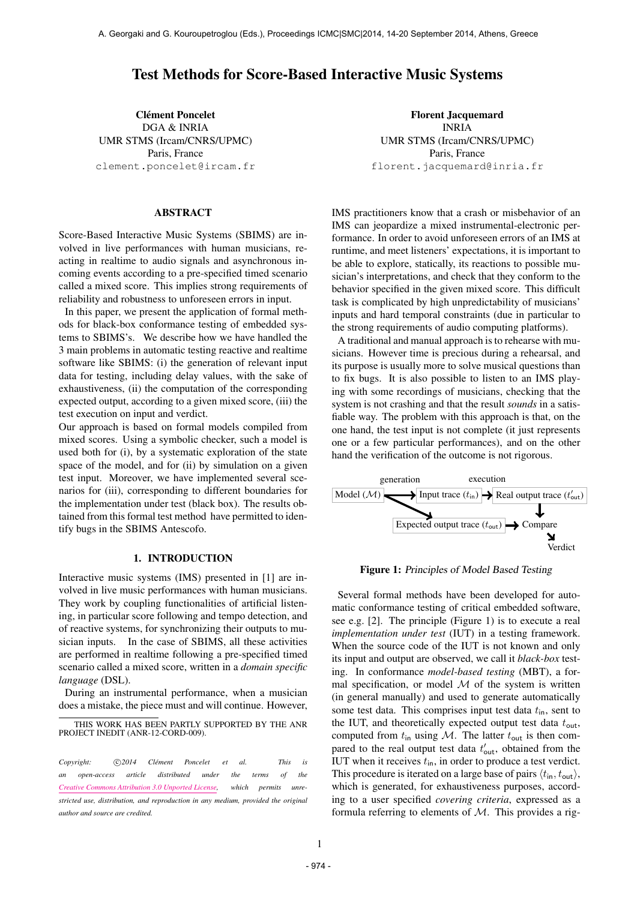# Test Methods for Score-Based Interactive Music Systems

**Clément Poncelet**
DGA & INRIA
UMR STMS (Ircam/CNRS/UPMC)
Paris, France
clement.poncelet@ircam.fr

**Florent Jacquemard**
INRIA
UMR STMS (Ircam/CNRS/UPMC)
Paris, France
florent.jacquemard@inria.fr

## ABSTRACT

Score-Based Interactive Music Systems (SBIMS) are involved in live performances with human musicians, reacting in realtime to audio signals and asynchronous incoming events according to a pre-specified timed scenario called a mixed score. This implies strong requirements of reliability and robustness to unforeseen errors in input.

In this paper, we present the application of formal methods for black-box conformance testing of embedded systems to SBIMS's. We describe how we have handled the 3 main problems in automatic testing reactive and realtime software like SBIMS: (i) the generation of relevant input data for testing, including delay values, with the sake of exhaustiveness, (ii) the computation of the corresponding expected output, according to a given mixed score, (iii) the test execution on input and verdict.

Our approach is based on formal models compiled from mixed scores. Using a symbolic checker, such a model is used both for (i), by a systematic exploration of the state space of the model, and for (ii) by simulation on a given test input. Moreover, we have implemented several scenarios for (iii), corresponding to different boundaries for the implementation under test (black box). The results obtained from this formal test method have permitted to identify bugs in the SBIMS Antescofo.

## 1. INTRODUCTION

Interactive music systems (IMS) presented in [1] are involved in live music performances with human musicians. They work by coupling functionalities of artificial listening, in particular score following and tempo detection, and of reactive systems, for synchronizing their outputs to musician inputs. In the case of SBIMS, all these activities are performed in realtime following a pre-specified timed scenario called a mixed score, written in a *domain specific language* (DSL).

During an instrumental performance, when a musician does a mistake, the piece must and will continue. However, IMS practitioners know that a crash or misbehavior of an IMS can jeopardize a mixed instrumental-electronic performance. In order to avoid unforeseen errors of an IMS at runtime, and meet listeners' expectations, it is important to be able to explore, statically, its reactions to possible musician's interpretations, and check that they conform to the behavior specified in the given mixed score. This difficult task is complicated by high unpredictability of musicians' inputs and hard temporal constraints (due in particular to the strong requirements of audio computing platforms).

A traditional and manual approach is to rehearse with musicians. However time is precious during a rehearsal, and its purpose is usually more to solve musical questions than to fix bugs. It is also possible to listen to an IMS playing with some recordings of musicians, checking that the system is not crashing and that the result *sounds* in a satisfiable way. The problem with this approach is that, on the one hand, the test input is not complete (it just represents one or a few particular performances), and on the other hand the verification of the outcome is not rigorous.

generation — execution
Model ($\mathcal{M}$) → Input trace ($t_{\mathsf{in}}$) → Real output trace ($t'_{\mathsf{out}}$)
Model ($\mathcal{M}$) → Expected output trace ($t_{\mathsf{out}}$) → Compare → Verdict

**Figure 1:** *Principles of Model Based Testing*

Several formal methods have been developed for automatic conformance testing of critical embedded software, see e.g. [2]. The principle (Figure 1) is to execute a real *implementation under test* (IUT) in a testing framework. When the source code of the IUT is not known and only its input and output are observed, we call it *black-box* testing. In conformance *model-based testing* (MBT), a formal specification, or model $\mathcal{M}$ of the system is written (in general manually) and used to generate automatically some test data. This comprises input test data $t_{\mathsf{in}}$, sent to the IUT, and theoretically expected output test data $t_{\mathsf{out}}$, computed from $t_{\mathsf{in}}$ using $\mathcal{M}$. The latter $t_{\mathsf{out}}$ is then compared to the real output test data $t'_{\mathsf{out}}$, obtained from the IUT when it receives $t_{\mathsf{in}}$, in order to produce a test verdict. This procedure is iterated on a large base of pairs $\langle t_{\mathsf{in}}, t_{\mathsf{out}} \rangle$, which is generated, for exhaustiveness purposes, according to a user specified *covering criteria*, expressed as a formula referring to elements of $\mathcal{M}$. This provides a rig-

THIS WORK HAS BEEN PARTLY SUPPORTED BY THE ANR PROJECT INEDIT (ANR-12-CORD-009).

*Copyright: ©2014 Clément Poncelet et al. This is an open-access article distributed under the terms of the Creative Commons Attribution 3.0 Unported License, which permits unrestricted use, distribution, and reproduction in any medium, provided the original author and source are credited.*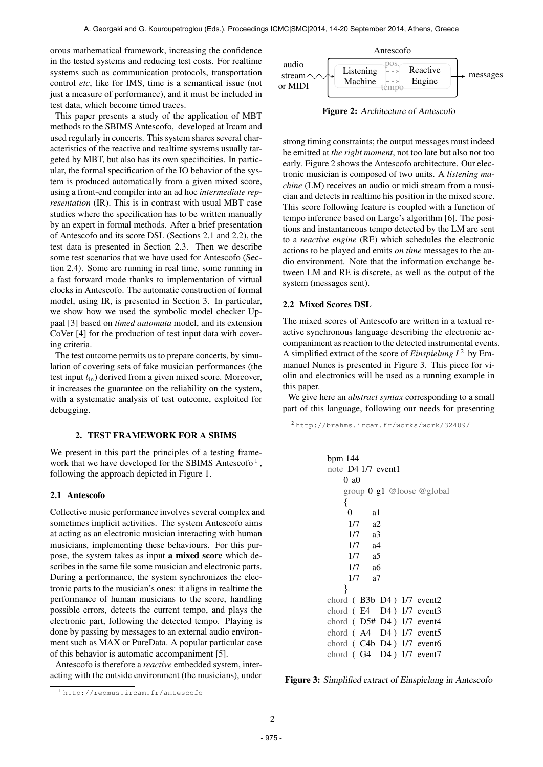orous mathematical framework, increasing the confidence in the tested systems and reducing test costs. For realtime systems such as communication protocols, transportation control *etc*, like for IMS, time is a semantical issue (not just a measure of performance), and it must be included in test data, which become timed traces.

This paper presents a study of the application of MBT methods to the SBIMS Antescofo, developed at Ircam and used regularly in concerts. This system shares several characteristics of the reactive and realtime systems usually targeted by MBT, but also has its own specificities. In particular, the formal specification of the IO behavior of the system is produced automatically from a given mixed score, using a front-end compiler into an ad hoc *intermediate representation* (IR). This is in contrast with usual MBT case studies where the specification has to be written manually by an expert in formal methods. After a brief presentation of Antescofo and its score DSL (Sections 2.1 and 2.2), the test data is presented in Section 2.3. Then we describe some test scenarios that we have used for Antescofo (Section 2.4). Some are running in real time, some running in a fast forward mode thanks to implementation of virtual clocks in Antescofo. The automatic construction of formal model, using IR, is presented in Section 3. In particular, we show how we used the symbolic model checker Uppaal [3] based on *timed automata* model, and its extension CoVer [4] for the production of test input data with covering criteria.

The test outcome permits us to prepare concerts, by simulation of covering sets of fake musician performances (the test input $t_{\mathsf{in}}$) derived from a given mixed score. Moreover, it increases the guarantee on the reliability on the system, with a systematic analysis of test outcome, exploited for debugging.

## 2. TEST FRAMEWORK FOR A SBIMS

We present in this part the principles of a testing framework that we have developed for the SBIMS Antescofo [1], following the approach depicted in Figure 1.

### 2.1 Antescofo

Collective music performance involves several complex and sometimes implicit activities. The system Antescofo aims at acting as an electronic musician interacting with human musicians, implementing these behaviours. For this purpose, the system takes as input **a mixed score** which describes in the same file some musician and electronic parts. During a performance, the system synchronizes the electronic parts to the musician's ones: it aligns in realtime the performance of human musicians to the score, handling possible errors, detects the current tempo, and plays the electronic part, following the detected tempo. Playing is done by passing by messages to an external audio environment such as MAX or PureData. A popular particular case of this behavior is automatic accompaniment [5].

Antescofo is therefore a *reactive* embedded system, interacting with the outside environment (the musicians), under strong timing constraints; the output messages must indeed be emitted at *the right moment*, not too late but also not too early. Figure 2 shows the Antescofo architecture. Our electronic musician is composed of two units. A *listening machine* (LM) receives an audio or midi stream from a musician and detects in realtime his position in the mixed score. This score following feature is coupled with a function of tempo inference based on Large's algorithm [6]. The positions and instantaneous tempo detected by the LM are sent to a *reactive engine* (RE) which schedules the electronic actions to be played and emits *on time* messages to the audio environment. Note that the information exchange between LM and RE is discrete, as well as the output of the system (messages sent).

Antescofo

audio stream or MIDI → Listening Machine –pos.→ / –tempo→ Reactive Engine → messages

**Figure 2:** *Architecture of Antescofo*

### 2.2 Mixed Scores DSL

The mixed scores of Antescofo are written in a textual reactive synchronous language describing the electronic accompaniment as reaction to the detected instrumental events. A simplified extract of the score of *Einspielung I* [2] by Emmanuel Nunes is presented in Figure 3. This piece for violin and electronics will be used as a running example in this paper.

We give here an *abstract syntax* corresponding to a small part of this language, following our needs for presenting

```
bpm 144
note  D4 1/7  event1
    0  a0
    group  0  g1  @loose  @global
    {
      0     a1
      1/7   a2
      1/7   a3
      1/7   a4
      1/7   a5
      1/7   a6
      1/7   a7
    }
chord  (  B3b  D4 )  1/7  event2
chord  (  E4   D4 )  1/7  event3
chord  (  D5#  D4 )  1/7  event4
chord  (  A4   D4 )  1/7  event5
chord  (  C4b  D4 )  1/7  event6
chord  (  G4   D4 )  1/7  event7
```

**Figure 3:** *Simplified extract of Einspielung in Antescofo*

[1] http://repmus.ircam.fr/antescofo

[2] http://brahms.ircam.fr/works/work/32409/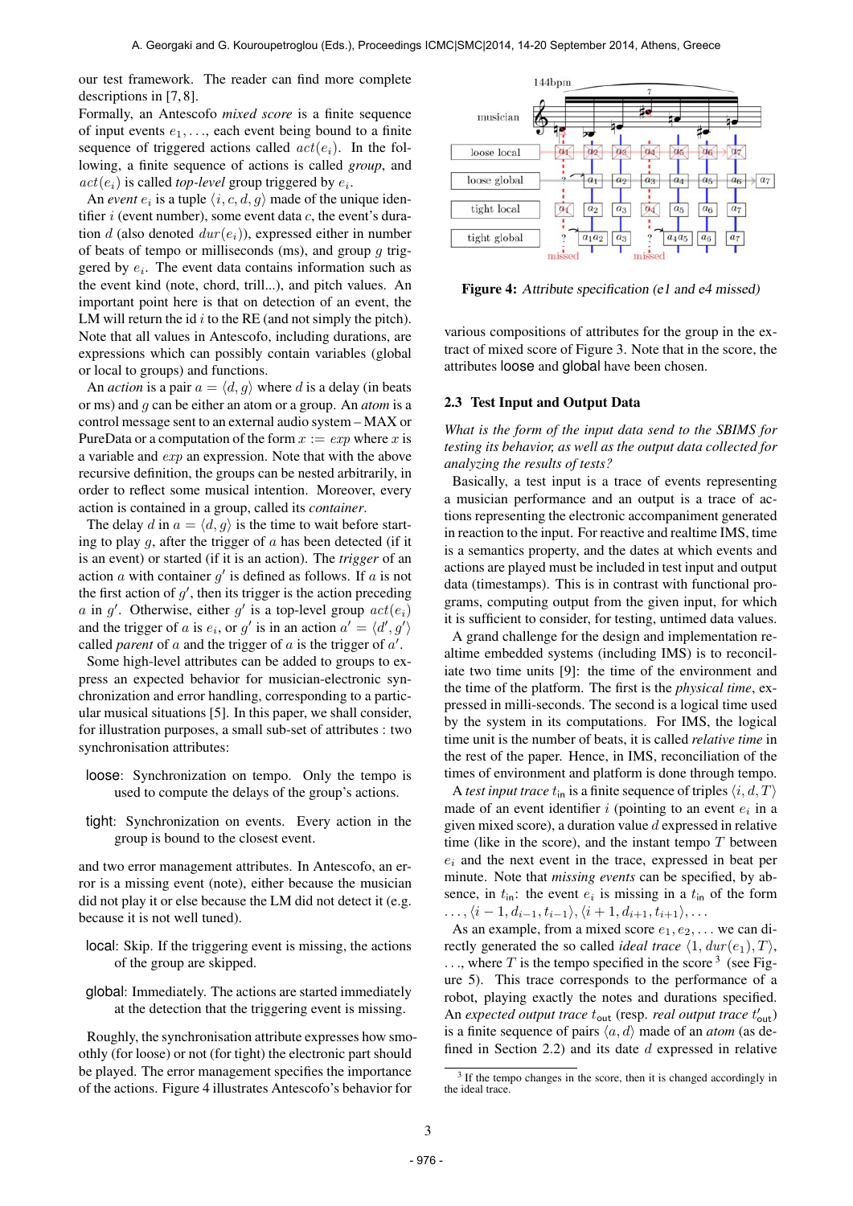our test framework. The reader can find more complete descriptions in [7, 8].

Formally, an Antescofo *mixed score* is a finite sequence of input events $e_1, \ldots$, each event being bound to a finite sequence of triggered actions called $act(e_i)$. In the following, a finite sequence of actions is called *group*, and $act(e_i)$ is called *top-level* group triggered by $e_i$.

An *event* $e_i$ is a tuple $\langle i, c, d, g\rangle$ made of the unique identifier $i$ (event number), some event data $c$, the event's duration $d$ (also denoted $dur(e_i)$), expressed either in number of beats of tempo or milliseconds (ms), and group $g$ triggered by $e_i$. The event data contains information such as the event kind (note, chord, trill...), and pitch values. An important point here is that on detection of an event, the LM will return the id $i$ to the RE (and not simply the pitch). Note that all values in Antescofo, including durations, are expressions which can possibly contain variables (global or local to groups) and functions.

An *action* is a pair $a = \langle d, g\rangle$ where $d$ is a delay (in beats or ms) and $g$ can be either an atom or a group. An *atom* is a control message sent to an external audio system – MAX or PureData or a computation of the form $x := exp$ where $x$ is a variable and $exp$ an expression. Note that with the above recursive definition, the groups can be nested arbitrarily, in order to reflect some musical intention. Moreover, every action is contained in a group, called its *container*.

The delay $d$ in $a = \langle d, g\rangle$ is the time to wait before starting to play $g$, after the trigger of $a$ has been detected (if it is an event) or started (if it is an action). The *trigger* of an action $a$ with container $g'$ is defined as follows. If $a$ is not the first action of $g'$, then its trigger is the action preceding $a$ in $g'$. Otherwise, either $g'$ is a top-level group $act(e_i)$ and the trigger of $a$ is $e_i$, or $g'$ is in an action $a' = \langle d', g'\rangle$ called *parent* of $a$ and the trigger of $a$ is the trigger of $a'$.

Some high-level attributes can be added to groups to express an expected behavior for musician-electronic synchronization and error handling, corresponding to a particular musical situations [5]. In this paper, we shall consider, for illustration purposes, a small sub-set of attributes : two synchronisation attributes:

- loose: Synchronization on tempo. Only the tempo is used to compute the delays of the group's actions.
- tight: Synchronization on events. Every action in the group is bound to the closest event.

and two error management attributes. In Antescofo, an error is a missing event (note), either because the musician did not play it or else because the LM did not detect it (e.g. because it is not well tuned).

- local: Skip. If the triggering event is missing, the actions of the group are skipped.
- global: Immediately. The actions are started immediately at the detection that the triggering event is missing.

Roughly, the synchronisation attribute expresses how smoothly (for loose) or not (for tight) the electronic part should be played. The error management specifies the importance of the actions. Figure 4 illustrates Antescofo's behavior for various compositions of attributes for the group in the extract of mixed score of Figure 3. Note that in the score, the attributes loose and global have been chosen.

**Figure 4:** *Attribute specification (e1 and e4 missed)*

### 2.3 Test Input and Output Data

*What is the form of the input data send to the SBIMS for testing its behavior, as well as the output data collected for analyzing the results of tests?*

Basically, a test input is a trace of events representing a musician performance and an output is a trace of actions representing the electronic accompaniment generated in reaction to the input. For reactive and realtime IMS, time is a semantics property, and the dates at which events and actions are played must be included in test input and output data (timestamps). This is in contrast with functional programs, computing output from the given input, for which it is sufficient to consider, for testing, untimed data values.

A grand challenge for the design and implementation of realtime embedded systems (including IMS) is to reconciliate two time units [9]: the time of the environment and the time of the platform. The first is the *physical time*, expressed in milli-seconds. The second is a logical time used by the system in its computations. For IMS, the logical time unit is the number of beats, it is called *relative time* in the rest of the paper. Hence, in IMS, reconciliation of the times of environment and platform is done through tempo.

A *test input trace* $t_{\mathsf{in}}$ is a finite sequence of triples $\langle i, d, T\rangle$ made of an event identifier $i$ (pointing to an event $e_i$ in a given mixed score), a duration value $d$ expressed in relative time (like in the score), and the instant tempo $T$ between $e_i$ and the next event in the trace, expressed in beat per minute. Note that *missing events* can be specified, by absence, in $t_{\mathsf{in}}$: the event $e_i$ is missing in a $t_{\mathsf{in}}$ of the form $\ldots, \langle i-1, d_{i-1}, t_{i-1}\rangle, \langle i+1, d_{i+1}, t_{i+1}\rangle, \ldots$

As an example, from a mixed score $e_1, e_2, \ldots$ we can directly generated the so called *ideal trace* $\langle 1, dur(e_1), T\rangle$, $\ldots$, where $T$ is the tempo specified in the score [3] (see Figure 5). This trace corresponds to the performance of a robot, playing exactly the notes and durations specified. An *expected output trace* $t_{\mathsf{out}}$ (resp. *real output trace* $t'_{\mathsf{out}}$) is a finite sequence of pairs $\langle a, d\rangle$ made of an *atom* (as defined in Section 2.2) and its date $d$ expressed in relative

[3] If the tempo changes in the score, then it is changed accordingly in the ideal trace.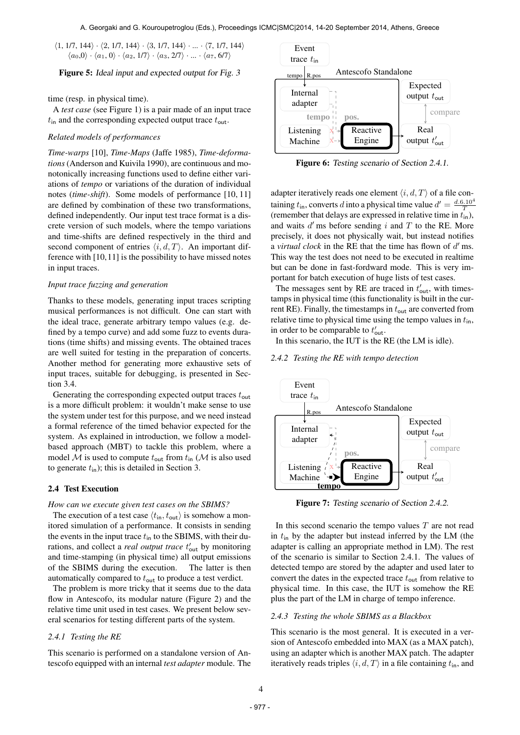$\langle 1, 1/7, 144\rangle \cdot \langle 2, 1/7, 144\rangle \cdot \langle 3, 1/7, 144\rangle \cdot ... \cdot \langle 7, 1/7, 144\rangle$
$\langle a_0, 0\rangle \cdot \langle a_1, 0\rangle \cdot \langle a_2, 1/7\rangle \cdot \langle a_3, 2/7\rangle \cdot ... \cdot \langle a_7, 6/7\rangle$

**Figure 5:** *Ideal input and expected output for Fig. 3*

time (resp. in physical time).

A *test case* (see Figure 1) is a pair made of an input trace $t_{\text{in}}$ and the corresponding expected output trace $t_{\text{out}}$.

*Related models of performances*

*Time-warps* [10], *Time-Maps* (Jaffe 1985), *Time-deformations* (Anderson and Kuivila 1990), are continuous and monotonically increasing functions used to define either variations of *tempo* or variations of the duration of individual notes (*time-shift*). Some models of performance [10, 11] are defined by combination of these two transformations, defined independently. Our input test trace format is a discrete version of such models, where the tempo variations and time-shifts are defined respectively in the third and second component of entries $\langle i, d, T\rangle$. An important difference with [10,11] is the possibility to have missed notes in input traces.

*Input trace fuzzing and generation*

Thanks to these models, generating input traces scripting musical performances is not difficult. One can start with the ideal trace, generate arbitrary tempo values (e.g. defined by a tempo curve) and add some fuzz to events durations (time shifts) and missing events. The obtained traces are well suited for testing in the preparation of concerts. Another method for generating more exhaustive sets of input traces, suitable for debugging, is presented in Section 3.4.

Generating the corresponding expected output traces $t_{\text{out}}$ is a more difficult problem: it wouldn't make sense to use the system under test for this purpose, and we need instead a formal reference of the timed behavior expected for the system. As explained in introduction, we follow a model-based approach (MBT) to tackle this problem, where a model $\mathcal{M}$ is used to compute $t_{\text{out}}$ from $t_{\text{in}}$ ($\mathcal{M}$ is also used to generate $t_{\text{in}}$); this is detailed in Section 3.

### 2.4 Test Execution

*How can we execute given test cases on the SBIMS?*

The execution of a test case $\langle t_{\text{in}}, t_{\text{out}}\rangle$ is somehow a monitored simulation of a performance. It consists in sending the events in the input trace $t_{\text{in}}$ to the SBIMS, with their durations, and collect a *real output trace* $t'_{\text{out}}$ by monitoring and time-stamping (in physical time) all output emissions of the SBIMS during the execution. The latter is then automatically compared to $t_{\text{out}}$ to produce a test verdict.

The problem is more tricky that it seems due to the data flow in Antescofo, its modular nature (Figure 2) and the relative time unit used in test cases. We present below several scenarios for testing different parts of the system.

#### 2.4.1 Testing the RE

This scenario is performed on a standalone version of Antescofo equipped with an internal *test adapter* module. The adapter iteratively reads one element $\langle i, d, T\rangle$ of a file containing $t_{\text{in}}$, converts $d$ into a physical time value $d' = \frac{d.6.10^4}{T}$ (remember that delays are expressed in relative time in $t_{\text{in}}$), and waits $d'$ ms before sending $i$ and $T$ to the RE. More precisely, it does not physically wait, but instead notifies a *virtual clock* in the RE that the time has flown of $d'$ ms. This way the test does not need to be executed in realtime but can be done in fast-fordward mode. This is very important for batch execution of huge lists of test cases.

**Figure 6:** *Testing scenario of Section 2.4.1.*

The messages sent by RE are traced in $t'_{\text{out}}$, with timestamps in physical time (this functionality is built in the current RE). Finally, the timestamps in $t_{\text{out}}$ are converted from relative time to physical time using the tempo values in $t_{\text{in}}$, in order to be comparable to $t'_{\text{out}}$.

In this scenario, the IUT is the RE (the LM is idle).

#### 2.4.2 Testing the RE with tempo detection

**Figure 7:** *Testing scenario of Section 2.4.2.*

In this second scenario the tempo values $T$ are not read in $t_{\text{in}}$ by the adapter but instead inferred by the LM (the adapter is calling an appropriate method in LM). The rest of the scenario is similar to Section 2.4.1. The values of detected tempo are stored by the adapter and used later to convert the dates in the expected trace $t_{\text{out}}$ from relative to physical time. In this case, the IUT is somehow the RE plus the part of the LM in charge of tempo inference.

#### 2.4.3 Testing the whole SBIMS as a Blackbox

This scenario is the most general. It is executed in a version of Antescofo embedded into MAX (as a MAX patch), using an adapter which is another MAX patch. The adapter iteratively reads triples $\langle i, d, T\rangle$ in a file containing $t_{\text{in}}$, and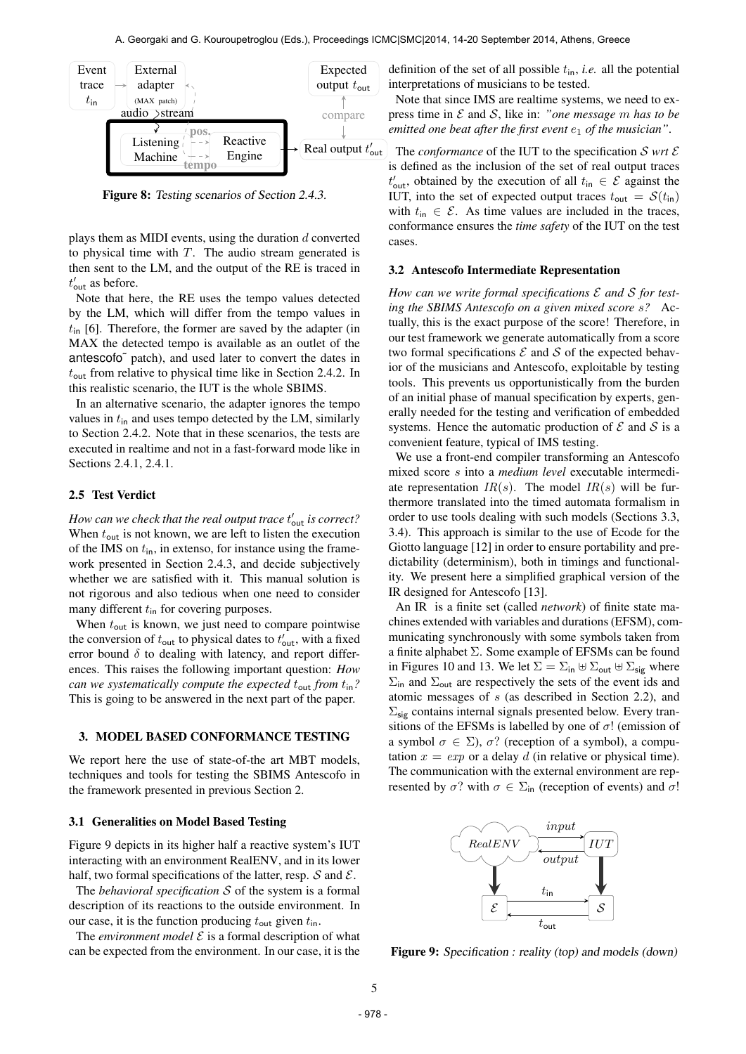Figure 8: Testing scenarios of Section 2.4.3.

plays them as MIDI events, using the duration $d$ converted to physical time with $T$. The audio stream generated is then sent to the LM, and the output of the RE is traced in $t'_{\mathsf{out}}$ as before.

Note that here, the RE uses the tempo values detected by the LM, which will differ from the tempo values in $t_{\mathsf{in}}$ [6]. Therefore, the former are saved by the adapter (in MAX the detected tempo is available as an outlet of the antescofo˜ patch), and used later to convert the dates in $t_{\mathsf{out}}$ from relative to physical time like in Section 2.4.2. In this realistic scenario, the IUT is the whole SBIMS.

In an alternative scenario, the adapter ignores the tempo values in $t_{\mathsf{in}}$ and uses tempo detected by the LM, similarly to Section 2.4.2. Note that in these scenarios, the tests are executed in realtime and not in a fast-forward mode like in Sections 2.4.1, 2.4.1.

### 2.5 Test Verdict

*How can we check that the real output trace $t'_{\mathsf{out}}$ is correct?* When $t_{\mathsf{out}}$ is not known, we are left to listen the execution of the IMS on $t_{\mathsf{in}}$, in extenso, for instance using the framework presented in Section 2.4.3, and decide subjectively whether we are satisfied with it. This manual solution is not rigorous and also tedious when one need to consider many different $t_{\mathsf{in}}$ for covering purposes.

When $t_{\mathsf{out}}$ is known, we just need to compare pointwise the conversion of $t_{\mathsf{out}}$ to physical dates to $t'_{\mathsf{out}}$, with a fixed error bound $\delta$ to dealing with latency, and report differences. This raises the following important question: *How can we systematically compute the expected $t_{\mathsf{out}}$ from $t_{\mathsf{in}}$?* This is going to be answered in the next part of the paper.

## 3. MODEL BASED CONFORMANCE TESTING

We report here the use of state-of-the art MBT models, techniques and tools for testing the SBIMS Antescofo in the framework presented in previous Section 2.

### 3.1 Generalities on Model Based Testing

Figure 9 depicts in its higher half a reactive system's IUT interacting with an environment RealENV, and in its lower half, two formal specifications of the latter, resp. $\mathcal{S}$ and $\mathcal{E}$.

The *behavioral specification* $\mathcal{S}$ of the system is a formal description of its reactions to the outside environment. In our case, it is the function producing $t_{\mathsf{out}}$ given $t_{\mathsf{in}}$.

The *environment model* $\mathcal{E}$ is a formal description of what can be expected from the environment. In our case, it is the definition of the set of all possible $t_{\mathsf{in}}$, *i.e.* all the potential interpretations of musicians to be tested.

Note that since IMS are realtime systems, we need to express time in $\mathcal{E}$ and $\mathcal{S}$, like in: *"one message $m$ has to be emitted one beat after the first event $e_1$ of the musician"*.

The *conformance* of the IUT to the specification $\mathcal{S}$ *wrt* $\mathcal{E}$ is defined as the inclusion of the set of real output traces $t'_{\mathsf{out}}$, obtained by the execution of all $t_{\mathsf{in}} \in \mathcal{E}$ against the IUT, into the set of expected output traces $t_{\mathsf{out}} = \mathcal{S}(t_{\mathsf{in}})$ with $t_{\mathsf{in}} \in \mathcal{E}$. As time values are included in the traces, conformance ensures the *time safety* of the IUT on the test cases.

### 3.2 Antescofo Intermediate Representation

*How can we write formal specifications $\mathcal{E}$ and $\mathcal{S}$ for testing the SBIMS Antescofo on a given mixed score $s$?* Actually, this is the exact purpose of the score! Therefore, in our test framework we generate automatically from a score two formal specifications $\mathcal{E}$ and $\mathcal{S}$ of the expected behavior of the musicians and Antescofo, exploitable by testing tools. This prevents us opportunistically from the burden of an initial phase of manual specification by experts, generally needed for the testing and verification of embedded systems. Hence the automatic production of $\mathcal{E}$ and $\mathcal{S}$ is a convenient feature, typical of IMS testing.

We use a front-end compiler transforming an Antescofo mixed score $s$ into a *medium level* executable intermediate representation $IR(s)$. The model $IR(s)$ will be furthermore translated into the timed automata formalism in order to use tools dealing with such models (Sections 3.3, 3.4). This approach is similar to the use of Ecode for the Giotto language [12] in order to ensure portability and predictability (determinism), both in timings and functionality. We present here a simplified graphical version of the IR designed for Antescofo [13].

An IR is a finite set (called *network*) of finite state machines extended with variables and durations (EFSM), communicating synchronously with some symbols taken from a finite alphabet $\Sigma$. Some example of EFSMs can be found in Figures 10 and 13. We let $\Sigma = \Sigma_{\mathsf{in}} \uplus \Sigma_{\mathsf{out}} \uplus \Sigma_{\mathsf{sig}}$ where $\Sigma_{\mathsf{in}}$ and $\Sigma_{\mathsf{out}}$ are respectively the sets of the event ids and atomic messages of $s$ (as described in Section 2.2), and $\Sigma_{\mathsf{sig}}$ contains internal signals presented below. Every transitions of the EFSMs is labelled by one of $\sigma!$ (emission of a symbol $\sigma \in \Sigma$), $\sigma?$ (reception of a symbol), a computation $x = exp$ or a delay $d$ (in relative or physical time). The communication with the external environment are represented by $\sigma?$ with $\sigma \in \Sigma_{\mathsf{in}}$ (reception of events) and $\sigma!$

Figure 9: Specification : reality (top) and models (down)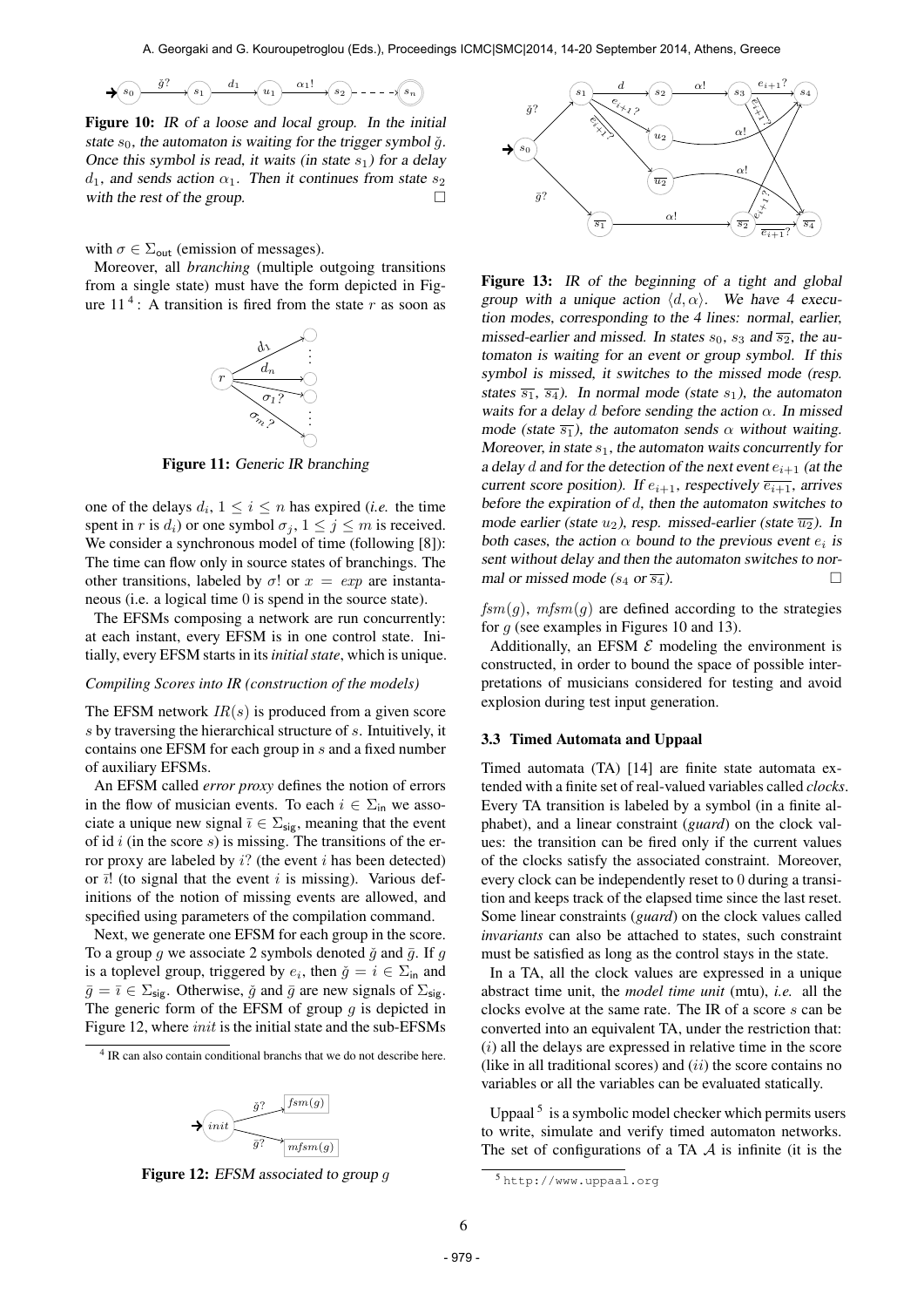**Figure 10:** IR of a loose and local group. In the initial state $s_0$, the automaton is waiting for the trigger symbol $\check{g}$. Once this symbol is read, it waits (in state $s_1$) for a delay $d_1$, and sends action $\alpha_1$. Then it continues from state $s_2$ with the rest of the group. □

with $\sigma \in \Sigma_{\mathsf{out}}$ (emission of messages).

Moreover, all *branching* (multiple outgoing transitions from a single state) must have the form depicted in Figure 11 [4]: A transition is fired from the state $r$ as soon as

**Figure 11:** Generic IR branching

one of the delays $d_i$, $1 \leq i \leq n$ has expired (*i.e.* the time spent in $r$ is $d_i$) or one symbol $\sigma_j$, $1 \leq j \leq m$ is received. We consider a synchronous model of time (following [8]): The time can flow only in source states of branchings. The other transitions, labeled by $\sigma!$ or $x = exp$ are instantaneous (i.e. a logical time 0 is spend in the source state).

The EFSMs composing a network are run concurrently: at each instant, every EFSM is in one control state. Initially, every EFSM starts in its *initial state*, which is unique.

*Compiling Scores into IR (construction of the models)*

The EFSM network $IR(s)$ is produced from a given score $s$ by traversing the hierarchical structure of $s$. Intuitively, it contains one EFSM for each group in $s$ and a fixed number of auxiliary EFSMs.

An EFSM called *error proxy* defines the notion of errors in the flow of musician events. To each $i \in \Sigma_{\mathsf{in}}$ we associate a unique new signal $\bar{\imath} \in \Sigma_{\mathsf{sig}}$, meaning that the event of id $i$ (in the score $s$) is missing. The transitions of the error proxy are labeled by $i?$ (the event $i$ has been detected) or $\bar{\imath}!$ (to signal that the event $i$ is missing). Various definitions of the notion of missing events are allowed, and specified using parameters of the compilation command.

Next, we generate one EFSM for each group in the score. To a group $g$ we associate 2 symbols denoted $\check{g}$ and $\bar{g}$. If $g$ is a toplevel group, triggered by $e_i$, then $\check{g} = i \in \Sigma_{\mathsf{in}}$ and $\bar{g} = \bar{\imath} \in \Sigma_{\mathsf{sig}}$. Otherwise, $\check{g}$ and $\bar{g}$ are new signals of $\Sigma_{\mathsf{sig}}$. The generic form of the EFSM of group $g$ is depicted in Figure 12, where $init$ is the initial state and the sub-EFSMs

[4] IR can also contain conditional branchs that we do not describe here.

**Figure 12:** EFSM associated to group $g$

**Figure 13:** IR of the beginning of a tight and global group with a unique action $\langle d, \alpha \rangle$. We have 4 execution modes, corresponding to the 4 lines: normal, earlier, missed-earlier and missed. In states $s_0$, $s_3$ and $\overline{s_2}$, the automaton is waiting for an event or group symbol. If this symbol is missed, it switches to the missed mode (resp. states $\overline{s_1}$, $\overline{s_4}$). In normal mode (state $s_1$), the automaton waits for a delay $d$ before sending the action $\alpha$. In missed mode (state $\overline{s_1}$), the automaton sends $\alpha$ without waiting. Moreover, in state $s_1$, the automaton waits concurrently for a delay $d$ and for the detection of the next event $e_{i+1}$ (at the current score position). If $e_{i+1}$, respectively $\overline{e_{i+1}}$, arrives before the expiration of $d$, then the automaton switches to mode earlier (state $u_2$), resp. missed-earlier (state $\overline{u_2}$). In both cases, the action $\alpha$ bound to the previous event $e_i$ is sent without delay and then the automaton switches to normal or missed mode ($s_4$ or $\overline{s_4}$). □

$fsm(g)$, $mfsm(g)$ are defined according to the strategies for $g$ (see examples in Figures 10 and 13).

Additionally, an EFSM $\mathcal{E}$ modeling the environment is constructed, in order to bound the space of possible interpretations of musicians considered for testing and avoid explosion during test input generation.

### 3.3 Timed Automata and Uppaal

Timed automata (TA) [14] are finite state automata extended with a finite set of real-valued variables called *clocks*. Every TA transition is labeled by a symbol (in a finite alphabet), and a linear constraint (*guard*) on the clock values: the transition can be fired only if the current values of the clocks satisfy the associated constraint. Moreover, every clock can be independently reset to 0 during a transition and keeps track of the elapsed time since the last reset. Some linear constraints (*guard*) on the clock values called *invariants* can also be attached to states, such constraint must be satisfied as long as the control stays in the state.

In a TA, all the clock values are expressed in a unique abstract time unit, the *model time unit* (mtu), *i.e.* all the clocks evolve at the same rate. The IR of a score $s$ can be converted into an equivalent TA, under the restriction that: $(i)$ all the delays are expressed in relative time in the score (like in all traditional scores) and $(ii)$ the score contains no variables or all the variables can be evaluated statically.

Uppaal [5] is a symbolic model checker which permits users to write, simulate and verify timed automaton networks. The set of configurations of a TA $\mathcal{A}$ is infinite (it is the

[5] http://www.uppaal.org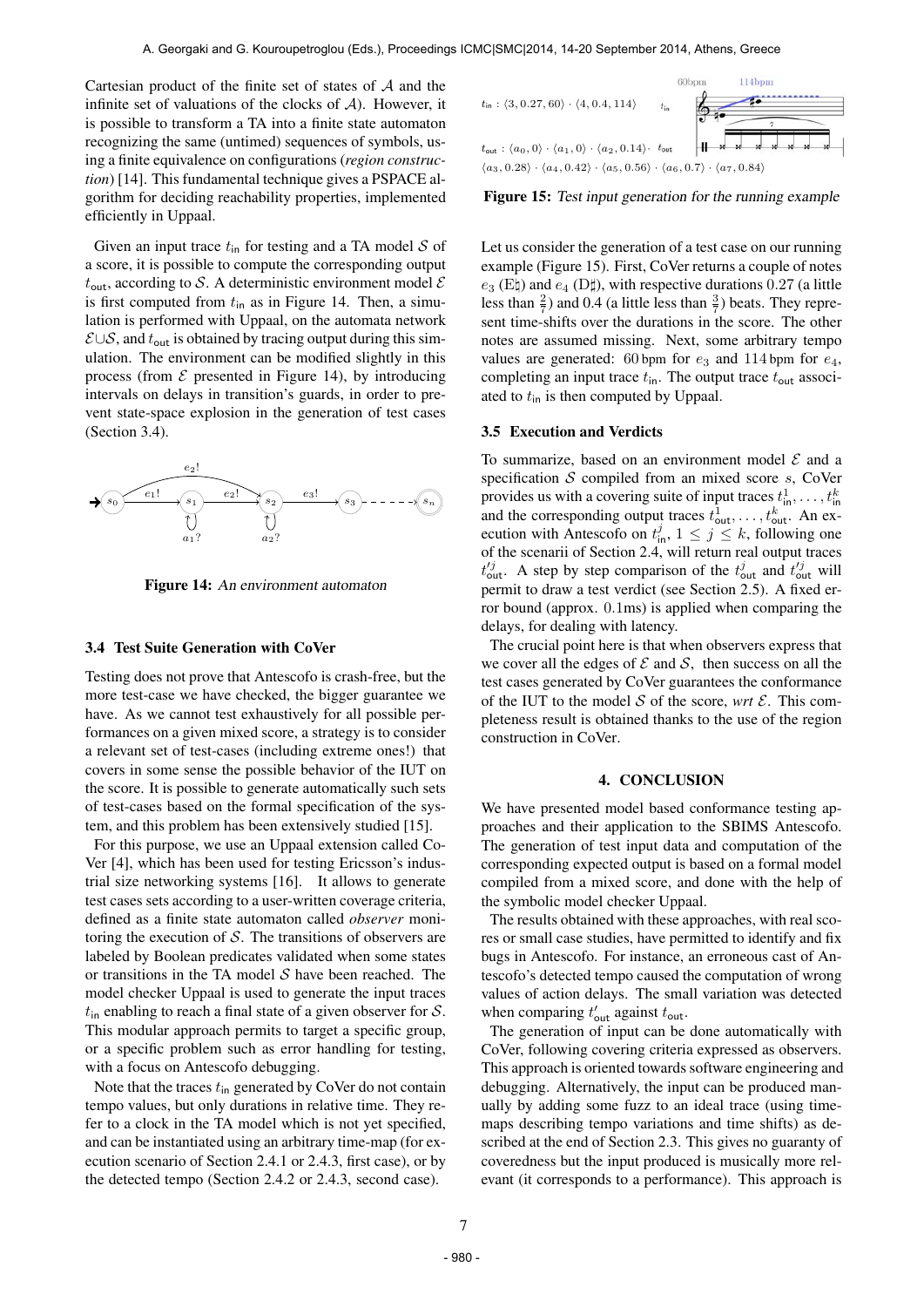Cartesian product of the finite set of states of $\mathcal{A}$ and the infinite set of valuations of the clocks of $\mathcal{A}$). However, it is possible to transform a TA into a finite state automaton recognizing the same (untimed) sequences of symbols, using a finite equivalence on configurations (*region construction*) [14]. This fundamental technique gives a PSPACE algorithm for deciding reachability properties, implemented efficiently in Uppaal.

Given an input trace $t_{\mathsf{in}}$ for testing and a TA model $\mathcal{S}$ of a score, it is possible to compute the corresponding output $t_{\mathsf{out}}$, according to $\mathcal{S}$. A deterministic environment model $\mathcal{E}$ is first computed from $t_{\mathsf{in}}$ as in Figure 14. Then, a simulation is performed with Uppaal, on the automata network $\mathcal{E} \cup \mathcal{S}$, and $t_{\mathsf{out}}$ is obtained by tracing output during this simulation. The environment can be modified slightly in this process (from $\mathcal{E}$ presented in Figure 14), by introducing intervals on delays in transition's guards, in order to prevent state-space explosion in the generation of test cases (Section 3.4).

Figure 14: An environment automaton

### 3.4 Test Suite Generation with CoVer

Testing does not prove that Antescofo is crash-free, but the more test-case we have checked, the bigger guarantee we have. As we cannot test exhaustively for all possible performances on a given mixed score, a strategy is to consider a relevant set of test-cases (including extreme ones!) that covers in some sense the possible behavior of the IUT on the score. It is possible to generate automatically such sets of test-cases based on the formal specification of the system, and this problem has been extensively studied [15].

For this purpose, we use an Uppaal extension called CoVer [4], which has been used for testing Ericsson's industrial size networking systems [16]. It allows to generate test cases sets according to a user-written coverage criteria, defined as a finite state automaton called *observer* monitoring the execution of $\mathcal{S}$. The transitions of observers are labeled by Boolean predicates validated when some states or transitions in the TA model $\mathcal{S}$ have been reached. The model checker Uppaal is used to generate the input traces $t_{\mathsf{in}}$ enabling to reach a final state of a given observer for $\mathcal{S}$. This modular approach permits to target a specific group, or a specific problem such as error handling for testing, with a focus on Antescofo debugging.

Note that the traces $t_{\mathsf{in}}$ generated by CoVer do not contain tempo values, but only durations in relative time. They refer to a clock in the TA model which is not yet specified, and can be instantiated using an arbitrary time-map (for execution scenario of Section 2.4.1 or 2.4.3, first case), or by the detected tempo (Section 2.4.2 or 2.4.3, second case).

$t_{\mathsf{in}} : \langle 3, 0.27, 60\rangle \cdot \langle 4, 0.4, 114\rangle$

$t_{\mathsf{out}} : \langle a_0, 0\rangle \cdot \langle a_1, 0\rangle \cdot \langle a_2, 0.14\rangle \cdot \langle a_3, 0.28\rangle \cdot \langle a_4, 0.42\rangle \cdot \langle a_5, 0.56\rangle \cdot \langle a_6, 0.7\rangle \cdot \langle a_7, 0.84\rangle$

Figure 15: Test input generation for the running example

Let us consider the generation of a test case on our running example (Figure 15). First, CoVer returns a couple of notes $e_3$ (E♮) and $e_4$ (D♯), with respective durations 0.27 (a little less than $\frac{2}{7}$) and 0.4 (a little less than $\frac{3}{7}$) beats. They represent time-shifts over the durations in the score. The other notes are assumed missing. Next, some arbitrary tempo values are generated: 60 bpm for $e_3$ and 114 bpm for $e_4$, completing an input trace $t_{\mathsf{in}}$. The output trace $t_{\mathsf{out}}$ associated to $t_{\mathsf{in}}$ is then computed by Uppaal.

### 3.5 Execution and Verdicts

To summarize, based on an environment model $\mathcal{E}$ and a specification $\mathcal{S}$ compiled from an mixed score $s$, CoVer provides us with a covering suite of input traces $t^1_{\mathsf{in}}, \ldots, t^k_{\mathsf{in}}$ and the corresponding output traces $t^1_{\mathsf{out}}, \ldots, t^k_{\mathsf{out}}$. An execution with Antescofo on $t^j_{\mathsf{in}}$, $1 \leq j \leq k$, following one of the scenarii of Section 2.4, will return real output traces $t'^j_{\mathsf{out}}$. A step by step comparison of the $t^j_{\mathsf{out}}$ and $t'^j_{\mathsf{out}}$ will permit to draw a test verdict (see Section 2.5). A fixed error bound (approx. 0.1ms) is applied when comparing the delays, for dealing with latency.

The crucial point here is that when observers express that we cover all the edges of $\mathcal{E}$ and $\mathcal{S}$, then success on all the test cases generated by CoVer guarantees the conformance of the IUT to the model $\mathcal{S}$ of the score, *wrt* $\mathcal{E}$. This completeness result is obtained thanks to the use of the region construction in CoVer.

## 4. CONCLUSION

We have presented model based conformance testing approaches and their application to the SBIMS Antescofo. The generation of test input data and computation of the corresponding expected output is based on a formal model compiled from a mixed score, and done with the help of the symbolic model checker Uppaal.

The results obtained with these approaches, with real scores or small case studies, have permitted to identify and fix bugs in Antescofo. For instance, an erroneous cast of Antescofo's detected tempo caused the computation of wrong values of action delays. The small variation was detected when comparing $t'_{\mathsf{out}}$ against $t_{\mathsf{out}}$.

The generation of input can be done automatically with CoVer, following covering criteria expressed as observers. This approach is oriented towards software engineering and debugging. Alternatively, the input can be produced manually by adding some fuzz to an ideal trace (using time-maps describing tempo variations and time shifts) as described at the end of Section 2.3. This gives no guaranty of coveredness but the input produced is musically more relevant (it corresponds to a performance). This approach is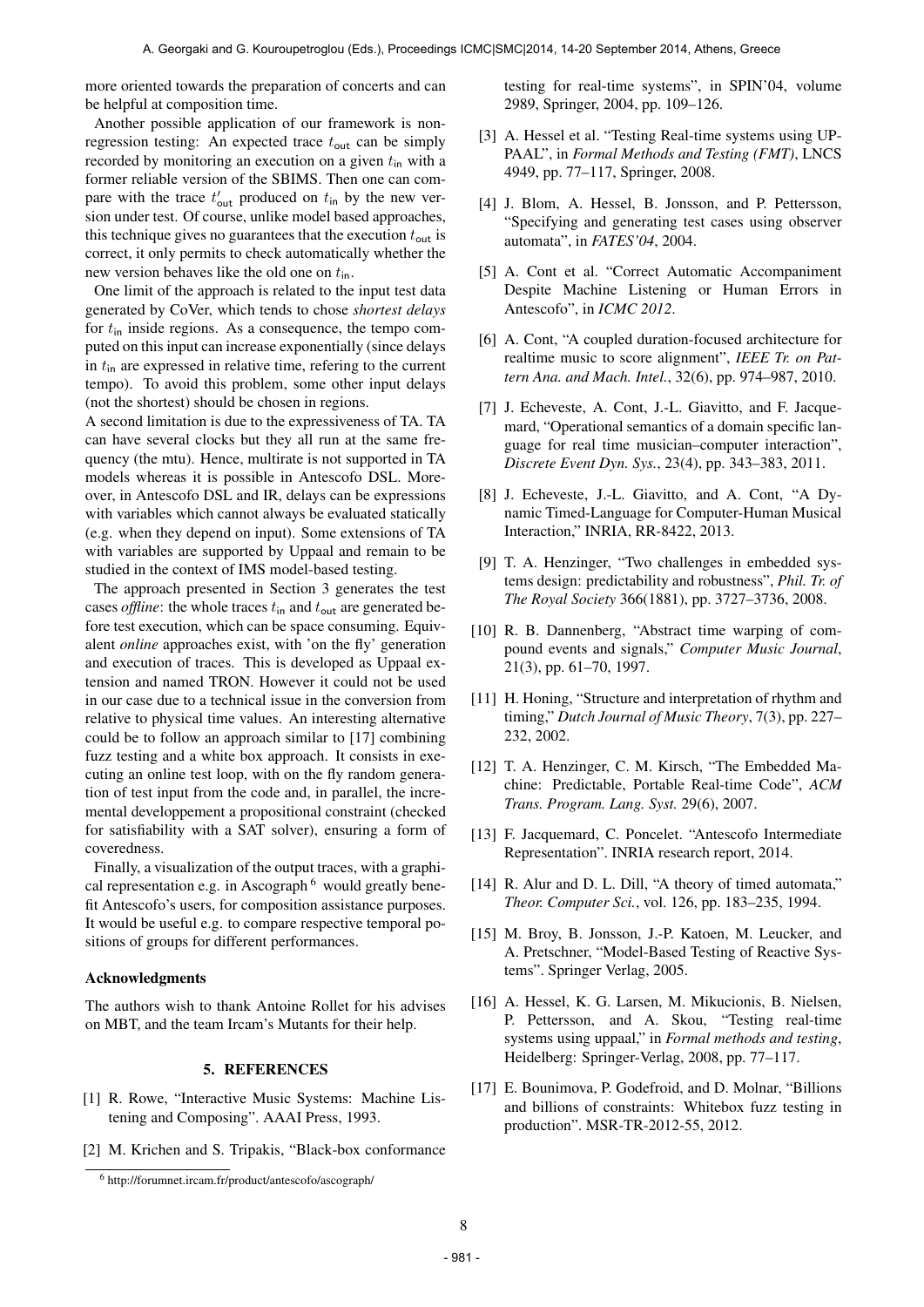more oriented towards the preparation of concerts and can be helpful at composition time.

Another possible application of our framework is non-regression testing: An expected trace $t_{\mathsf{out}}$ can be simply recorded by monitoring an execution on a given $t_{\mathsf{in}}$ with a former reliable version of the SBIMS. Then one can compare with the trace $t'_{\mathsf{out}}$ produced on $t_{\mathsf{in}}$ by the new version under test. Of course, unlike model based approaches, this technique gives no guarantees that the execution $t_{\mathsf{out}}$ is correct, it only permits to check automatically whether the new version behaves like the old one on $t_{\mathsf{in}}$.

One limit of the approach is related to the input test data generated by CoVer, which tends to chose *shortest delays* for $t_{\mathsf{in}}$ inside regions. As a consequence, the tempo computed on this input can increase exponentially (since delays in $t_{\mathsf{in}}$ are expressed in relative time, refering to the current tempo). To avoid this problem, some other input delays (not the shortest) should be chosen in regions.

A second limitation is due to the expressiveness of TA. TA can have several clocks but they all run at the same frequency (the mtu). Hence, multirate is not supported in TA models whereas it is possible in Antescofo DSL. Moreover, in Antescofo DSL and IR, delays can be expressions with variables which cannot always be evaluated statically (e.g. when they depend on input). Some extensions of TA with variables are supported by Uppaal and remain to be studied in the context of IMS model-based testing.

The approach presented in Section 3 generates the test cases *offline*: the whole traces $t_{\mathsf{in}}$ and $t_{\mathsf{out}}$ are generated before test execution, which can be space consuming. Equivalent *online* approaches exist, with 'on the fly' generation and execution of traces. This is developed as Uppaal extension and named TRON. However it could not be used in our case due to a technical issue in the conversion from relative to physical time values. An interesting alternative could be to follow an approach similar to [17] combining fuzz testing and a white box approach. It consists in executing an online test loop, with on the fly random generation of test input from the code and, in parallel, the incremental developpement a propositional constraint (checked for satisfiability with a SAT solver), ensuring a form of coveredness.

Finally, a visualization of the output traces, with a graphical representation e.g. in Ascograph [6] would greatly benefit Antescofo's users, for composition assistance purposes. It would be useful e.g. to compare respective temporal positions of groups for different performances.

**Acknowledgments**

The authors wish to thank Antoine Rollet for his advises on MBT, and the team Ircam's Mutants for their help.

## 5. REFERENCES

[1] R. Rowe, "Interactive Music Systems: Machine Listening and Composing". AAAI Press, 1993.

[2] M. Krichen and S. Tripakis, "Black-box conformance testing for real-time systems", in SPIN'04, volume 2989, Springer, 2004, pp. 109–126.

[3] A. Hessel et al. "Testing Real-time systems using UPPAAL", in *Formal Methods and Testing (FMT)*, LNCS 4949, pp. 77–117, Springer, 2008.

[4] J. Blom, A. Hessel, B. Jonsson, and P. Pettersson, "Specifying and generating test cases using observer automata", in *FATES'04*, 2004.

[5] A. Cont et al. "Correct Automatic Accompaniment Despite Machine Listening or Human Errors in Antescofo", in *ICMC 2012*.

[6] A. Cont, "A coupled duration-focused architecture for realtime music to score alignment", *IEEE Tr. on Pattern Ana. and Mach. Intel.*, 32(6), pp. 974–987, 2010.

[7] J. Echeveste, A. Cont, J.-L. Giavitto, and F. Jacquemard, "Operational semantics of a domain specific language for real time musician–computer interaction", *Discrete Event Dyn. Sys.*, 23(4), pp. 343–383, 2011.

[8] J. Echeveste, J.-L. Giavitto, and A. Cont, "A Dynamic Timed-Language for Computer-Human Musical Interaction," INRIA, RR-8422, 2013.

[9] T. A. Henzinger, "Two challenges in embedded systems design: predictability and robustness", *Phil. Tr. of The Royal Society* 366(1881), pp. 3727–3736, 2008.

[10] R. B. Dannenberg, "Abstract time warping of compound events and signals," *Computer Music Journal*, 21(3), pp. 61–70, 1997.

[11] H. Honing, "Structure and interpretation of rhythm and timing," *Dutch Journal of Music Theory*, 7(3), pp. 227–232, 2002.

[12] T. A. Henzinger, C. M. Kirsch, "The Embedded Machine: Predictable, Portable Real-time Code", *ACM Trans. Program. Lang. Syst.* 29(6), 2007.

[13] F. Jacquemard, C. Poncelet. "Antescofo Intermediate Representation". INRIA research report, 2014.

[14] R. Alur and D. L. Dill, "A theory of timed automata," *Theor. Computer Sci.*, vol. 126, pp. 183–235, 1994.

[15] M. Broy, B. Jonsson, J.-P. Katoen, M. Leucker, and A. Pretschner, "Model-Based Testing of Reactive Systems". Springer Verlag, 2005.

[16] A. Hessel, K. G. Larsen, M. Mikucionis, B. Nielsen, P. Pettersson, and A. Skou, "Testing real-time systems using uppaal," in *Formal methods and testing*, Heidelberg: Springer-Verlag, 2008, pp. 77–117.

[17] E. Bounimova, P. Godefroid, and D. Molnar, "Billions and billions of constraints: Whitebox fuzz testing in production". MSR-TR-2012-55, 2012.

[6] http://forumnet.ircam.fr/product/antescofo/ascograph/